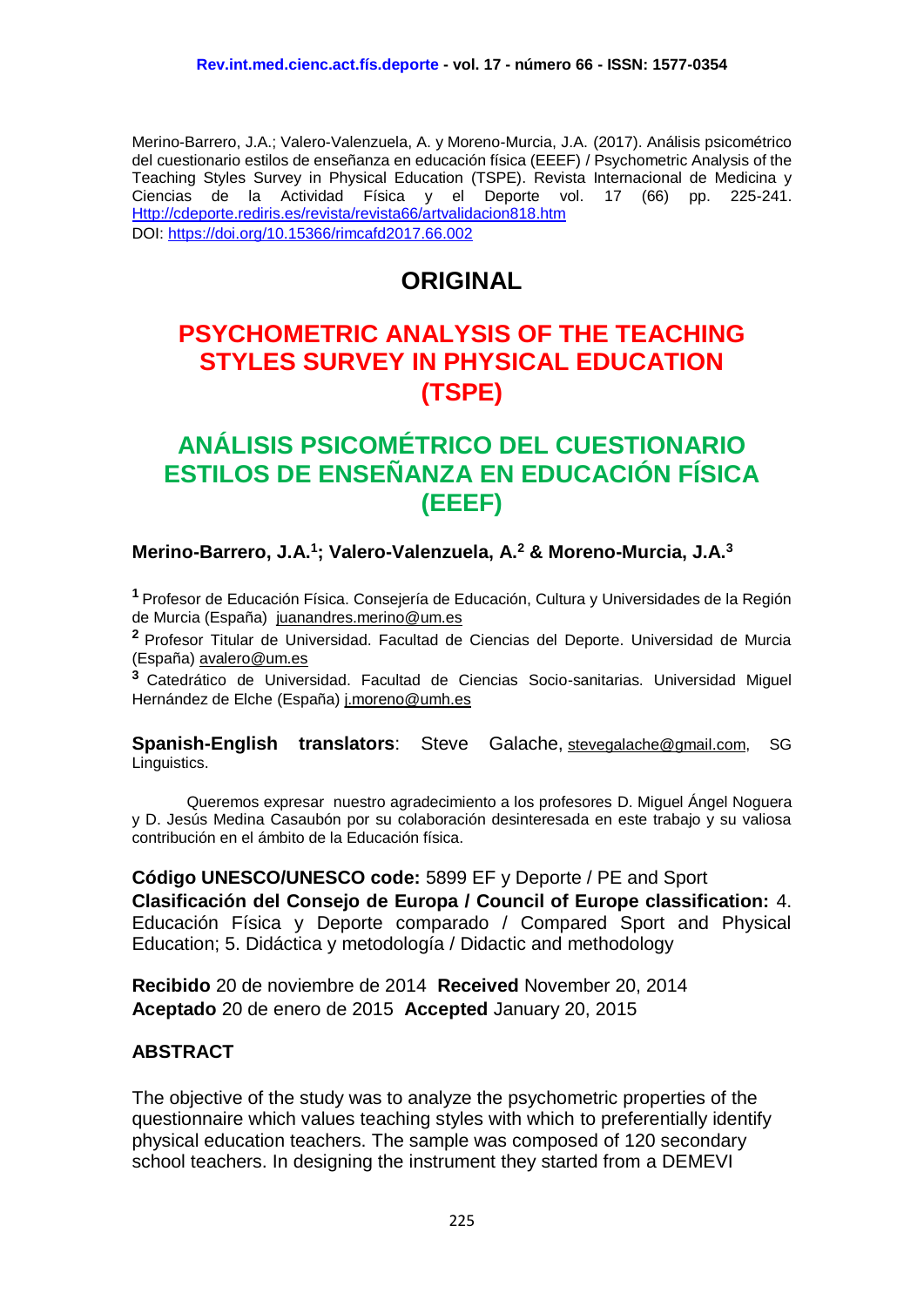Merino-Barrero, J.A.; Valero-Valenzuela, A. y Moreno-Murcia, J.A. (2017). Análisis psicométrico del cuestionario estilos de enseñanza en educación física (EEEF) / Psychometric Analysis of the Teaching Styles Survey in Physical Education (TSPE). Revista Internacional de Medicina y Ciencias de la Actividad Física y el Deporte vol. 17 (66) pp. 225-241. Http://cdeporte.rediris.es/revista/revista66/artvalidacion818.htm
DOI: https://doi.org/10.15366/rimcafd2017.66.002

# ORIGINAL

# PSYCHOMETRIC ANALYSIS OF THE TEACHING STYLES SURVEY IN PHYSICAL EDUCATION (TSPE)

# ANÁLISIS PSICOMÉTRICO DEL CUESTIONARIO ESTILOS DE ENSEÑANZA EN EDUCACIÓN FÍSICA (EEEF)

**Merino-Barrero, J.A.[1]; Valero-Valenzuela, A.[2] & Moreno-Murcia, J.A.[3]**

[1] Profesor de Educación Física. Consejería de Educación, Cultura y Universidades de la Región de Murcia (España) juanandres.merino@um.es

[2] Profesor Titular de Universidad. Facultad de Ciencias del Deporte. Universidad de Murcia (España) avalero@um.es

[3] Catedrático de Universidad. Facultad de Ciencias Socio-sanitarias. Universidad Miguel Hernández de Elche (España) j.moreno@umh.es

**Spanish-English translators**: Steve Galache, stevegalache@gmail.com, SG Linguistics.

Queremos expresar nuestro agradecimiento a los profesores D. Miguel Ángel Noguera y D. Jesús Medina Casaubón por su colaboración desinteresada en este trabajo y su valiosa contribución en el ámbito de la Educación física.

**Código UNESCO/UNESCO code:** 5899 EF y Deporte / PE and Sport
**Clasificación del Consejo de Europa / Council of Europe classification:** 4. Educación Física y Deporte comparado / Compared Sport and Physical Education; 5. Didáctica y metodología / Didactic and methodology

**Recibido** 20 de noviembre de 2014 **Received** November 20, 2014
**Aceptado** 20 de enero de 2015 **Accepted** January 20, 2015

## ABSTRACT

The objective of the study was to analyze the psychometric properties of the questionnaire which values teaching styles with which to preferentially identify physical education teachers. The sample was composed of 120 secondary school teachers. In designing the instrument they started from a DEMEVI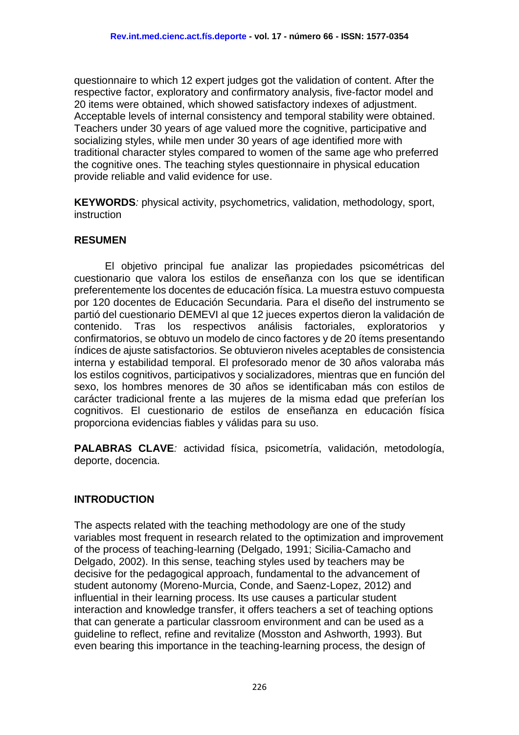questionnaire to which 12 expert judges got the validation of content. After the respective factor, exploratory and confirmatory analysis, five-factor model and 20 items were obtained, which showed satisfactory indexes of adjustment. Acceptable levels of internal consistency and temporal stability were obtained. Teachers under 30 years of age valued more the cognitive, participative and socializing styles, while men under 30 years of age identified more with traditional character styles compared to women of the same age who preferred the cognitive ones. The teaching styles questionnaire in physical education provide reliable and valid evidence for use.

**KEYWORDS***:* physical activity, psychometrics, validation, methodology, sport, instruction

## RESUMEN

El objetivo principal fue analizar las propiedades psicométricas del cuestionario que valora los estilos de enseñanza con los que se identifican preferentemente los docentes de educación física. La muestra estuvo compuesta por 120 docentes de Educación Secundaria. Para el diseño del instrumento se partió del cuestionario DEMEVI al que 12 jueces expertos dieron la validación de contenido. Tras los respectivos análisis factoriales, exploratorios y confirmatorios, se obtuvo un modelo de cinco factores y de 20 ítems presentando índices de ajuste satisfactorios. Se obtuvieron niveles aceptables de consistencia interna y estabilidad temporal. El profesorado menor de 30 años valoraba más los estilos cognitivos, participativos y socializadores, mientras que en función del sexo, los hombres menores de 30 años se identificaban más con estilos de carácter tradicional frente a las mujeres de la misma edad que preferían los cognitivos. El cuestionario de estilos de enseñanza en educación física proporciona evidencias fiables y válidas para su uso.

**PALABRAS CLAVE***:* actividad física, psicometría, validación, metodología, deporte, docencia.

## INTRODUCTION

The aspects related with the teaching methodology are one of the study variables most frequent in research related to the optimization and improvement of the process of teaching-learning (Delgado, 1991; Sicilia-Camacho and Delgado, 2002). In this sense, teaching styles used by teachers may be decisive for the pedagogical approach, fundamental to the advancement of student autonomy (Moreno-Murcia, Conde, and Saenz-Lopez, 2012) and influential in their learning process. Its use causes a particular student interaction and knowledge transfer, it offers teachers a set of teaching options that can generate a particular classroom environment and can be used as a guideline to reflect, refine and revitalize (Mosston and Ashworth, 1993). But even bearing this importance in the teaching-learning process, the design of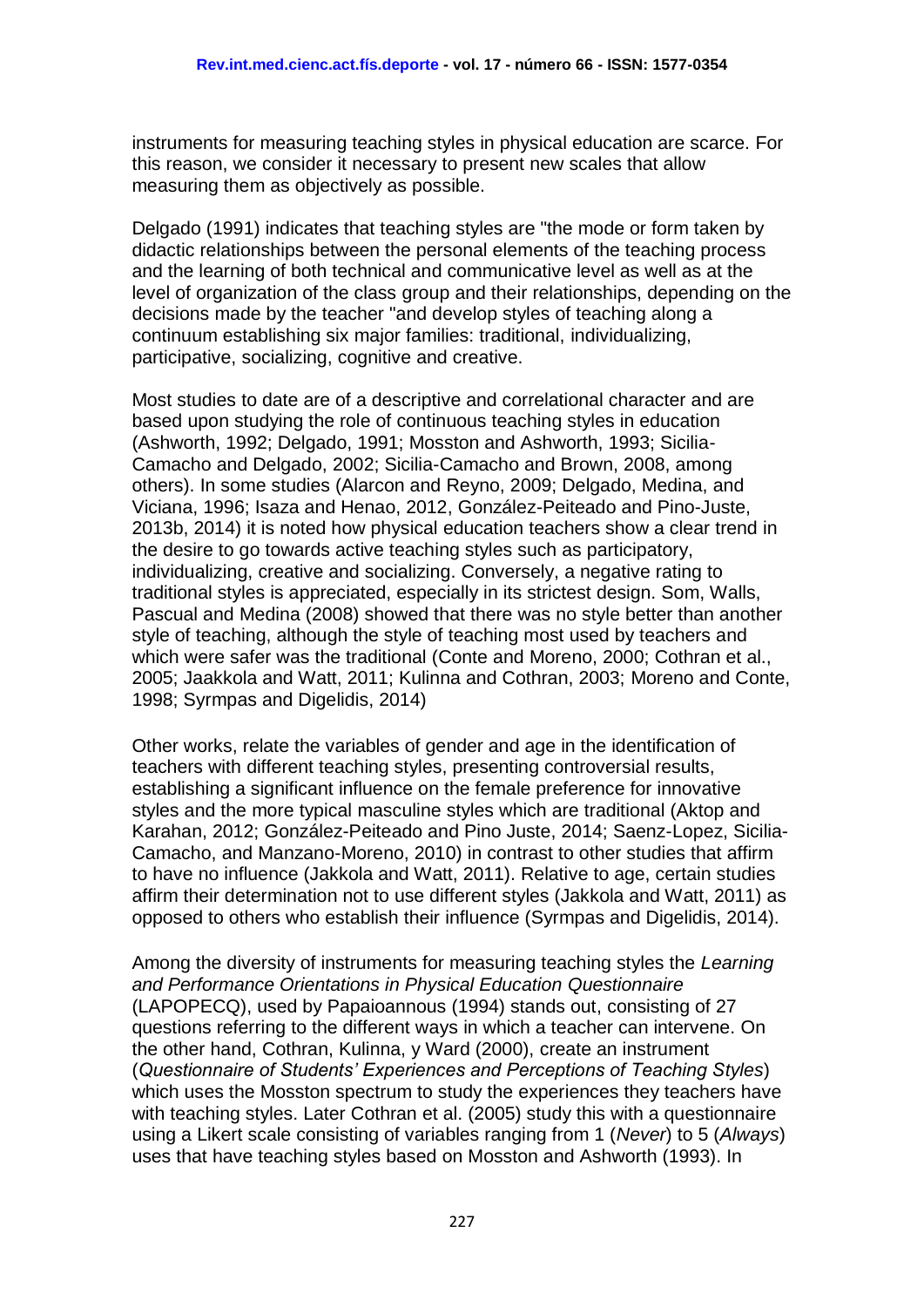instruments for measuring teaching styles in physical education are scarce. For this reason, we consider it necessary to present new scales that allow measuring them as objectively as possible.

Delgado (1991) indicates that teaching styles are "the mode or form taken by didactic relationships between the personal elements of the teaching process and the learning of both technical and communicative level as well as at the level of organization of the class group and their relationships, depending on the decisions made by the teacher "and develop styles of teaching along a continuum establishing six major families: traditional, individualizing, participative, socializing, cognitive and creative.

Most studies to date are of a descriptive and correlational character and are based upon studying the role of continuous teaching styles in education (Ashworth, 1992; Delgado, 1991; Mosston and Ashworth, 1993; Sicilia-Camacho and Delgado, 2002; Sicilia-Camacho and Brown, 2008, among others). In some studies (Alarcon and Reyno, 2009; Delgado, Medina, and Viciana, 1996; Isaza and Henao, 2012, González-Peiteado and Pino-Juste, 2013b, 2014) it is noted how physical education teachers show a clear trend in the desire to go towards active teaching styles such as participatory, individualizing, creative and socializing. Conversely, a negative rating to traditional styles is appreciated, especially in its strictest design. Som, Walls, Pascual and Medina (2008) showed that there was no style better than another style of teaching, although the style of teaching most used by teachers and which were safer was the traditional (Conte and Moreno, 2000; Cothran et al., 2005; Jaakkola and Watt, 2011; Kulinna and Cothran, 2003; Moreno and Conte, 1998; Syrmpas and Digelidis, 2014)

Other works, relate the variables of gender and age in the identification of teachers with different teaching styles, presenting controversial results, establishing a significant influence on the female preference for innovative styles and the more typical masculine styles which are traditional (Aktop and Karahan, 2012; González-Peiteado and Pino Juste, 2014; Saenz-Lopez, Sicilia-Camacho, and Manzano-Moreno, 2010) in contrast to other studies that affirm to have no influence (Jakkola and Watt, 2011). Relative to age, certain studies affirm their determination not to use different styles (Jakkola and Watt, 2011) as opposed to others who establish their influence (Syrmpas and Digelidis, 2014).

Among the diversity of instruments for measuring teaching styles the *Learning and Performance Orientations in Physical Education Questionnaire* (LAPOPECQ), used by Papaioannous (1994) stands out, consisting of 27 questions referring to the different ways in which a teacher can intervene. On the other hand, Cothran, Kulinna, y Ward (2000), create an instrument (*Questionnaire of Students' Experiences and Perceptions of Teaching Styles*) which uses the Mosston spectrum to study the experiences they teachers have with teaching styles. Later Cothran et al. (2005) study this with a questionnaire using a Likert scale consisting of variables ranging from 1 (*Never*) to 5 (*Always*) uses that have teaching styles based on Mosston and Ashworth (1993). In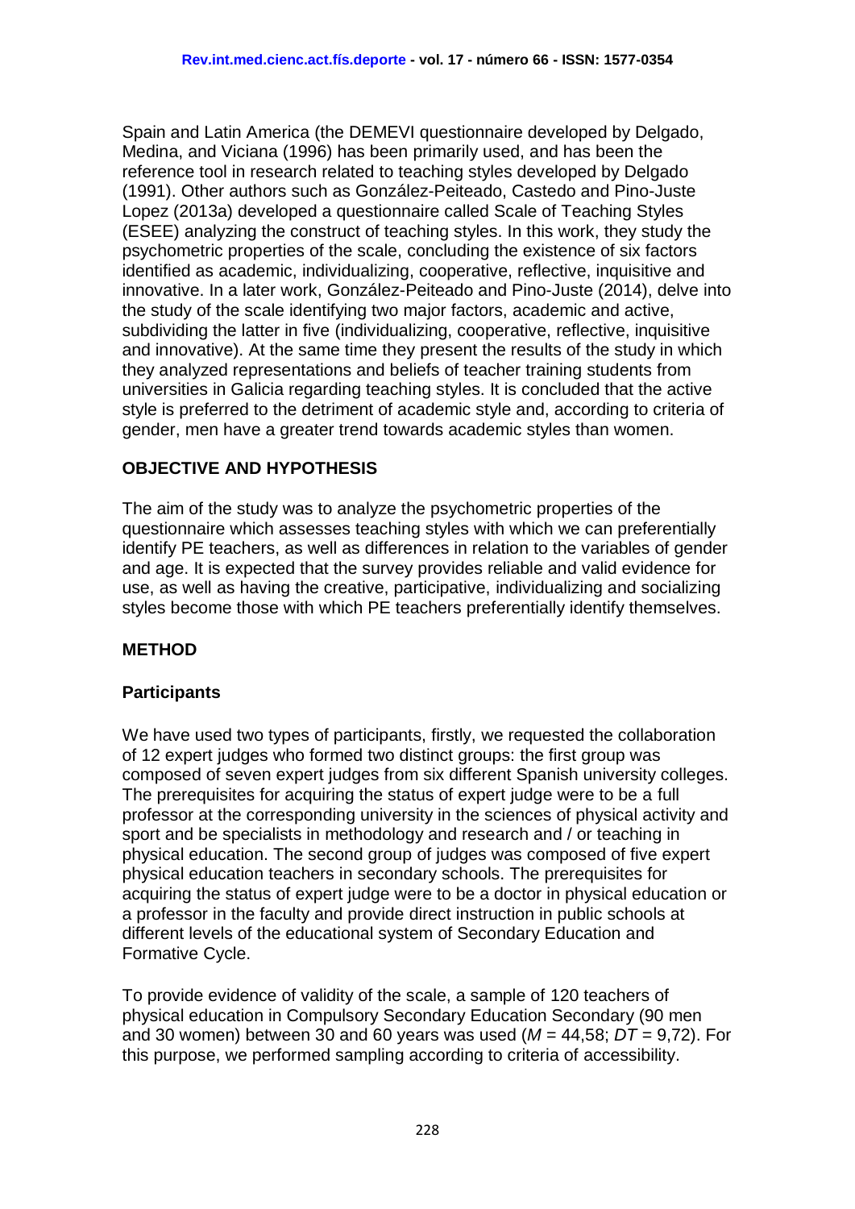Spain and Latin America (the DEMEVI questionnaire developed by Delgado, Medina, and Viciana (1996) has been primarily used, and has been the reference tool in research related to teaching styles developed by Delgado (1991). Other authors such as González-Peiteado, Castedo and Pino-Juste Lopez (2013a) developed a questionnaire called Scale of Teaching Styles (ESEE) analyzing the construct of teaching styles. In this work, they study the psychometric properties of the scale, concluding the existence of six factors identified as academic, individualizing, cooperative, reflective, inquisitive and innovative. In a later work, González-Peiteado and Pino-Juste (2014), delve into the study of the scale identifying two major factors, academic and active, subdividing the latter in five (individualizing, cooperative, reflective, inquisitive and innovative). At the same time they present the results of the study in which they analyzed representations and beliefs of teacher training students from universities in Galicia regarding teaching styles. It is concluded that the active style is preferred to the detriment of academic style and, according to criteria of gender, men have a greater trend towards academic styles than women.

## OBJECTIVE AND HYPOTHESIS

The aim of the study was to analyze the psychometric properties of the questionnaire which assesses teaching styles with which we can preferentially identify PE teachers, as well as differences in relation to the variables of gender and age. It is expected that the survey provides reliable and valid evidence for use, as well as having the creative, participative, individualizing and socializing styles become those with which PE teachers preferentially identify themselves.

## METHOD

### Participants

We have used two types of participants, firstly, we requested the collaboration of 12 expert judges who formed two distinct groups: the first group was composed of seven expert judges from six different Spanish university colleges. The prerequisites for acquiring the status of expert judge were to be a full professor at the corresponding university in the sciences of physical activity and sport and be specialists in methodology and research and / or teaching in physical education. The second group of judges was composed of five expert physical education teachers in secondary schools. The prerequisites for acquiring the status of expert judge were to be a doctor in physical education or a professor in the faculty and provide direct instruction in public schools at different levels of the educational system of Secondary Education and Formative Cycle.

To provide evidence of validity of the scale, a sample of 120 teachers of physical education in Compulsory Secondary Education Secondary (90 men and 30 women) between 30 and 60 years was used ($M$ = 44,58; $DT$ = 9,72). For this purpose, we performed sampling according to criteria of accessibility.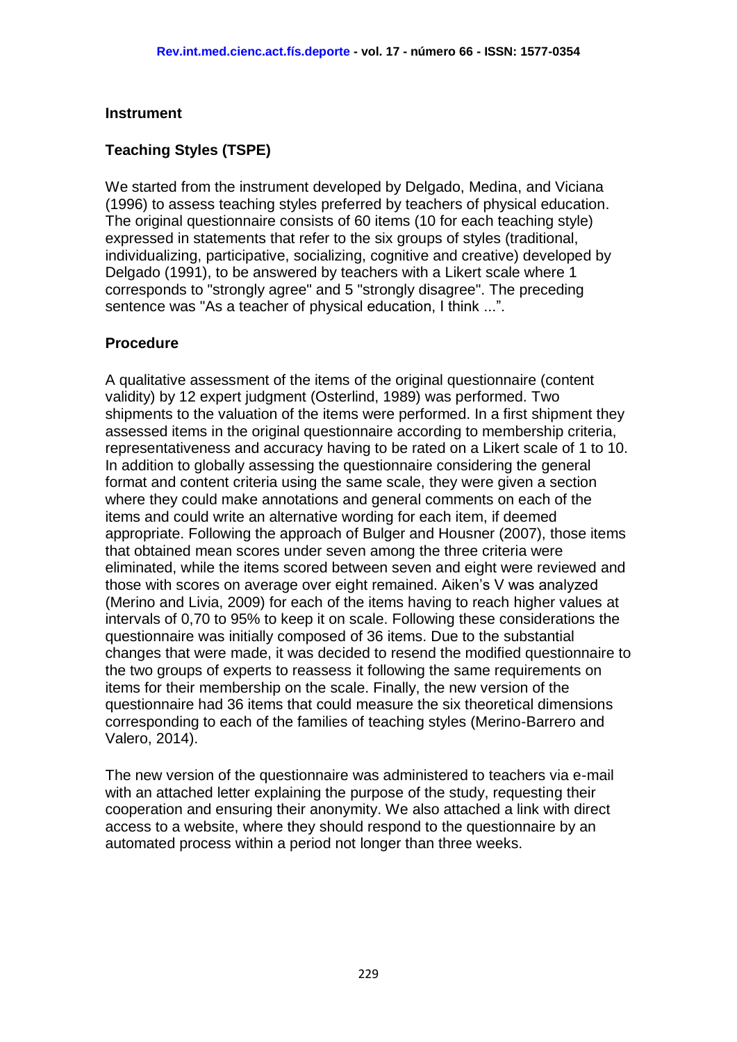### Instrument

### Teaching Styles (TSPE)

We started from the instrument developed by Delgado, Medina, and Viciana (1996) to assess teaching styles preferred by teachers of physical education. The original questionnaire consists of 60 items (10 for each teaching style) expressed in statements that refer to the six groups of styles (traditional, individualizing, participative, socializing, cognitive and creative) developed by Delgado (1991), to be answered by teachers with a Likert scale where 1 corresponds to "strongly agree" and 5 "strongly disagree". The preceding sentence was "As a teacher of physical education, I think ...".

### Procedure

A qualitative assessment of the items of the original questionnaire (content validity) by 12 expert judgment (Osterlind, 1989) was performed. Two shipments to the valuation of the items were performed. In a first shipment they assessed items in the original questionnaire according to membership criteria, representativeness and accuracy having to be rated on a Likert scale of 1 to 10. In addition to globally assessing the questionnaire considering the general format and content criteria using the same scale, they were given a section where they could make annotations and general comments on each of the items and could write an alternative wording for each item, if deemed appropriate. Following the approach of Bulger and Housner (2007), those items that obtained mean scores under seven among the three criteria were eliminated, while the items scored between seven and eight were reviewed and those with scores on average over eight remained. Aiken's V was analyzed (Merino and Livia, 2009) for each of the items having to reach higher values at intervals of 0,70 to 95% to keep it on scale. Following these considerations the questionnaire was initially composed of 36 items. Due to the substantial changes that were made, it was decided to resend the modified questionnaire to the two groups of experts to reassess it following the same requirements on items for their membership on the scale. Finally, the new version of the questionnaire had 36 items that could measure the six theoretical dimensions corresponding to each of the families of teaching styles (Merino-Barrero and Valero, 2014).

The new version of the questionnaire was administered to teachers via e-mail with an attached letter explaining the purpose of the study, requesting their cooperation and ensuring their anonymity. We also attached a link with direct access to a website, where they should respond to the questionnaire by an automated process within a period not longer than three weeks.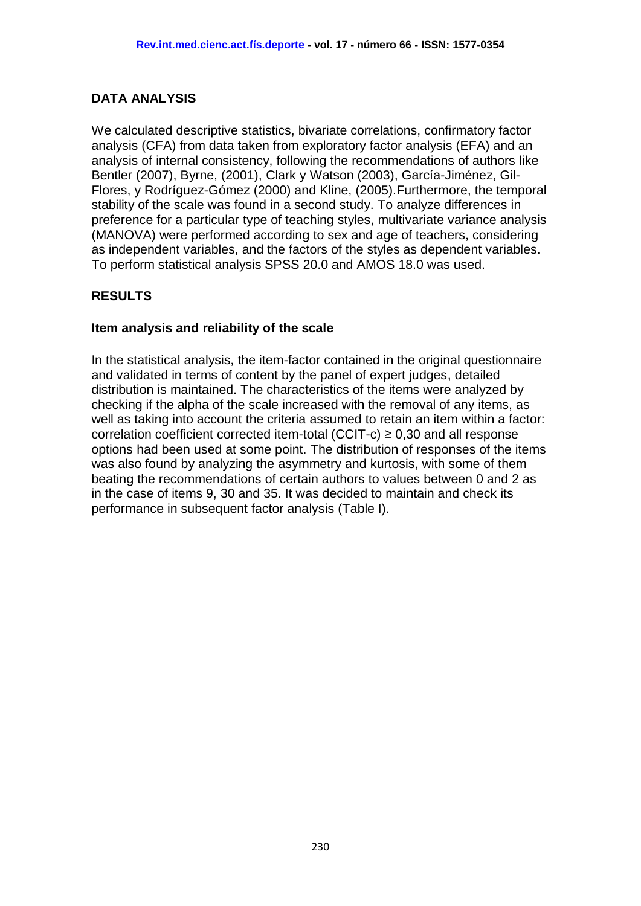## DATA ANALYSIS

We calculated descriptive statistics, bivariate correlations, confirmatory factor analysis (CFA) from data taken from exploratory factor analysis (EFA) and an analysis of internal consistency, following the recommendations of authors like Bentler (2007), Byrne, (2001), Clark y Watson (2003), García-Jiménez, Gil-Flores, y Rodríguez-Gómez (2000) and Kline, (2005).Furthermore, the temporal stability of the scale was found in a second study. To analyze differences in preference for a particular type of teaching styles, multivariate variance analysis (MANOVA) were performed according to sex and age of teachers, considering as independent variables, and the factors of the styles as dependent variables. To perform statistical analysis SPSS 20.0 and AMOS 18.0 was used.

## RESULTS

### Item analysis and reliability of the scale

In the statistical analysis, the item-factor contained in the original questionnaire and validated in terms of content by the panel of expert judges, detailed distribution is maintained. The characteristics of the items were analyzed by checking if the alpha of the scale increased with the removal of any items, as well as taking into account the criteria assumed to retain an item within a factor: correlation coefficient corrected item-total (CCIT-c) ≥ 0,30 and all response options had been used at some point. The distribution of responses of the items was also found by analyzing the asymmetry and kurtosis, with some of them beating the recommendations of certain authors to values between 0 and 2 as in the case of items 9, 30 and 35. It was decided to maintain and check its performance in subsequent factor analysis (Table I).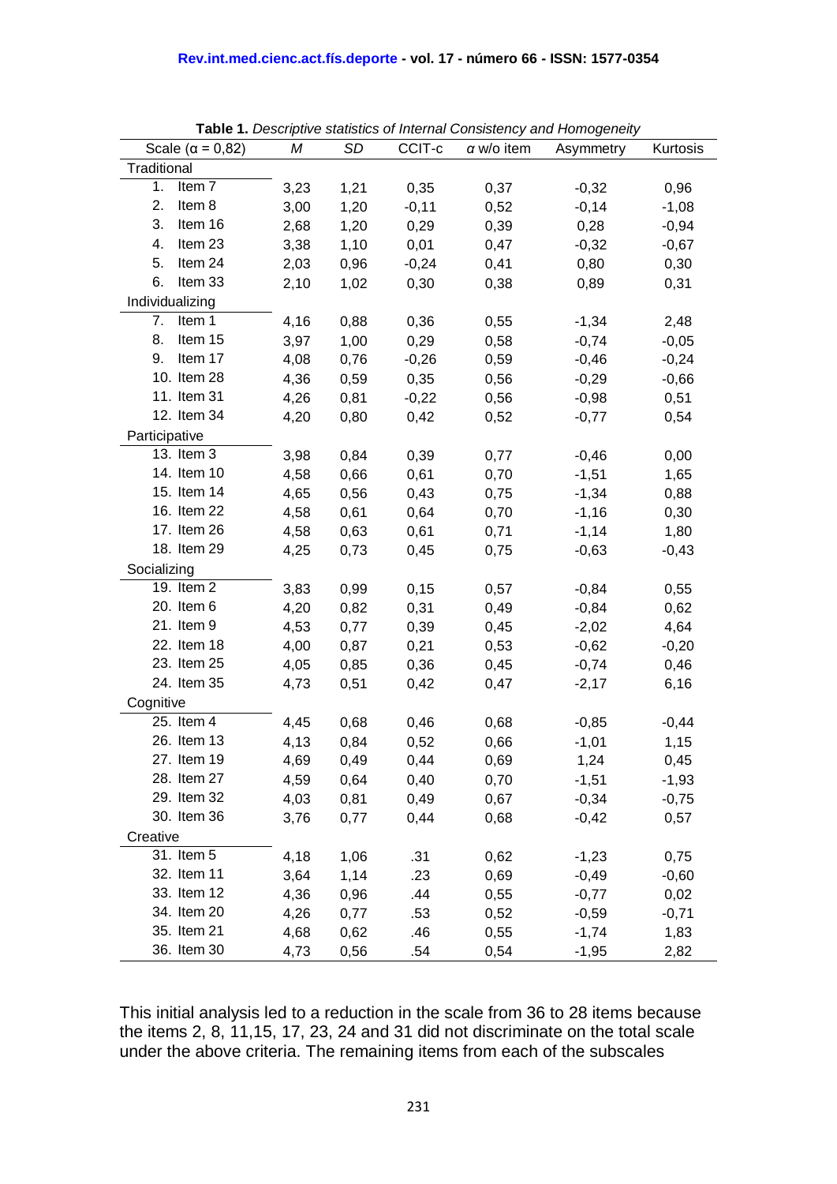**Table 1.** *Descriptive statistics of Internal Consistency and Homogeneity*

| Scale (α = 0,82) | *M* | *SD* | CCIT-c | α w/o item | Asymmetry | Kurtosis |
|---|---|---|---|---|---|---|
| Traditional | | | | | | |
| 1. Item 7 | 3,23 | 1,21 | 0,35 | 0,37 | -0,32 | 0,96 |
| 2. Item 8 | 3,00 | 1,20 | -0,11 | 0,52 | -0,14 | -1,08 |
| 3. Item 16 | 2,68 | 1,20 | 0,29 | 0,39 | 0,28 | -0,94 |
| 4. Item 23 | 3,38 | 1,10 | 0,01 | 0,47 | -0,32 | -0,67 |
| 5. Item 24 | 2,03 | 0,96 | -0,24 | 0,41 | 0,80 | 0,30 |
| 6. Item 33 | 2,10 | 1,02 | 0,30 | 0,38 | 0,89 | 0,31 |
| Individualizing | | | | | | |
| 7. Item 1 | 4,16 | 0,88 | 0,36 | 0,55 | -1,34 | 2,48 |
| 8. Item 15 | 3,97 | 1,00 | 0,29 | 0,58 | -0,74 | -0,05 |
| 9. Item 17 | 4,08 | 0,76 | -0,26 | 0,59 | -0,46 | -0,24 |
| 10. Item 28 | 4,36 | 0,59 | 0,35 | 0,56 | -0,29 | -0,66 |
| 11. Item 31 | 4,26 | 0,81 | -0,22 | 0,56 | -0,98 | 0,51 |
| 12. Item 34 | 4,20 | 0,80 | 0,42 | 0,52 | -0,77 | 0,54 |
| Participative | | | | | | |
| 13. Item 3 | 3,98 | 0,84 | 0,39 | 0,77 | -0,46 | 0,00 |
| 14. Item 10 | 4,58 | 0,66 | 0,61 | 0,70 | -1,51 | 1,65 |
| 15. Item 14 | 4,65 | 0,56 | 0,43 | 0,75 | -1,34 | 0,88 |
| 16. Item 22 | 4,58 | 0,61 | 0,64 | 0,70 | -1,16 | 0,30 |
| 17. Item 26 | 4,58 | 0,63 | 0,61 | 0,71 | -1,14 | 1,80 |
| 18. Item 29 | 4,25 | 0,73 | 0,45 | 0,75 | -0,63 | -0,43 |
| Socializing | | | | | | |
| 19. Item 2 | 3,83 | 0,99 | 0,15 | 0,57 | -0,84 | 0,55 |
| 20. Item 6 | 4,20 | 0,82 | 0,31 | 0,49 | -0,84 | 0,62 |
| 21. Item 9 | 4,53 | 0,77 | 0,39 | 0,45 | -2,02 | 4,64 |
| 22. Item 18 | 4,00 | 0,87 | 0,21 | 0,53 | -0,62 | -0,20 |
| 23. Item 25 | 4,05 | 0,85 | 0,36 | 0,45 | -0,74 | 0,46 |
| 24. Item 35 | 4,73 | 0,51 | 0,42 | 0,47 | -2,17 | 6,16 |
| Cognitive | | | | | | |
| 25. Item 4 | 4,45 | 0,68 | 0,46 | 0,68 | -0,85 | -0,44 |
| 26. Item 13 | 4,13 | 0,84 | 0,52 | 0,66 | -1,01 | 1,15 |
| 27. Item 19 | 4,69 | 0,49 | 0,44 | 0,69 | 1,24 | 0,45 |
| 28. Item 27 | 4,59 | 0,64 | 0,40 | 0,70 | -1,51 | -1,93 |
| 29. Item 32 | 4,03 | 0,81 | 0,49 | 0,67 | -0,34 | -0,75 |
| 30. Item 36 | 3,76 | 0,77 | 0,44 | 0,68 | -0,42 | 0,57 |
| Creative | | | | | | |
| 31. Item 5 | 4,18 | 1,06 | .31 | 0,62 | -1,23 | 0,75 |
| 32. Item 11 | 3,64 | 1,14 | .23 | 0,69 | -0,49 | -0,60 |
| 33. Item 12 | 4,36 | 0,96 | .44 | 0,55 | -0,77 | 0,02 |
| 34. Item 20 | 4,26 | 0,77 | .53 | 0,52 | -0,59 | -0,71 |
| 35. Item 21 | 4,68 | 0,62 | .46 | 0,55 | -1,74 | 1,83 |
| 36. Item 30 | 4,73 | 0,56 | .54 | 0,54 | -1,95 | 2,82 |

This initial analysis led to a reduction in the scale from 36 to 28 items because the items 2, 8, 11,15, 17, 23, 24 and 31 did not discriminate on the total scale under the above criteria. The remaining items from each of the subscales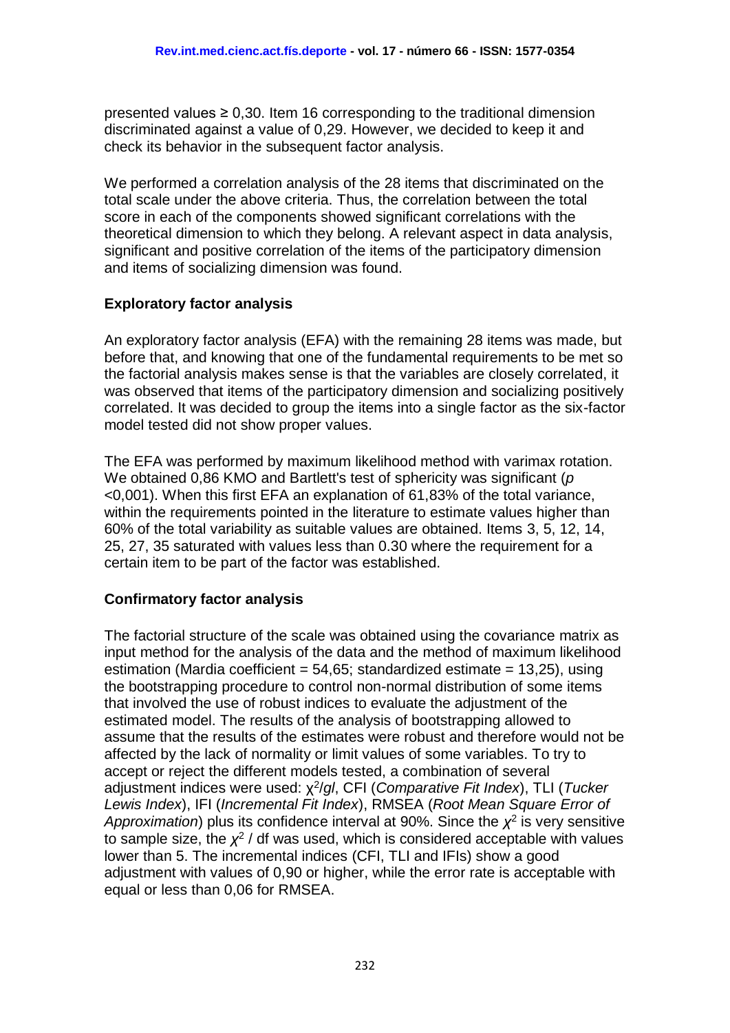presented values ≥ 0,30. Item 16 corresponding to the traditional dimension discriminated against a value of 0,29. However, we decided to keep it and check its behavior in the subsequent factor analysis.

We performed a correlation analysis of the 28 items that discriminated on the total scale under the above criteria. Thus, the correlation between the total score in each of the components showed significant correlations with the theoretical dimension to which they belong. A relevant aspect in data analysis, significant and positive correlation of the items of the participatory dimension and items of socializing dimension was found.

### Exploratory factor analysis

An exploratory factor analysis (EFA) with the remaining 28 items was made, but before that, and knowing that one of the fundamental requirements to be met so the factorial analysis makes sense is that the variables are closely correlated, it was observed that items of the participatory dimension and socializing positively correlated. It was decided to group the items into a single factor as the six-factor model tested did not show proper values.

The EFA was performed by maximum likelihood method with varimax rotation. We obtained 0,86 KMO and Bartlett's test of sphericity was significant ($p$ <0,001). When this first EFA an explanation of 61,83% of the total variance, within the requirements pointed in the literature to estimate values higher than 60% of the total variability as suitable values are obtained. Items 3, 5, 12, 14, 25, 27, 35 saturated with values less than 0.30 where the requirement for a certain item to be part of the factor was established.

### Confirmatory factor analysis

The factorial structure of the scale was obtained using the covariance matrix as input method for the analysis of the data and the method of maximum likelihood estimation (Mardia coefficient = 54,65; standardized estimate = 13,25), using the bootstrapping procedure to control non-normal distribution of some items that involved the use of robust indices to evaluate the adjustment of the estimated model. The results of the analysis of bootstrapping allowed to assume that the results of the estimates were robust and therefore would not be affected by the lack of normality or limit values of some variables. To try to accept or reject the different models tested, a combination of several adjustment indices were used: $\chi^2/gl$, CFI (*Comparative Fit Index*), TLI (*Tucker Lewis Index*), IFI (*Incremental Fit Index*), RMSEA (*Root Mean Square Error of Approximation*) plus its confidence interval at 90%. Since the $\chi^2$ is very sensitive to sample size, the $\chi^2$ / df was used, which is considered acceptable with values lower than 5. The incremental indices (CFI, TLI and IFIs) show a good adjustment with values of 0,90 or higher, while the error rate is acceptable with equal or less than 0,06 for RMSEA.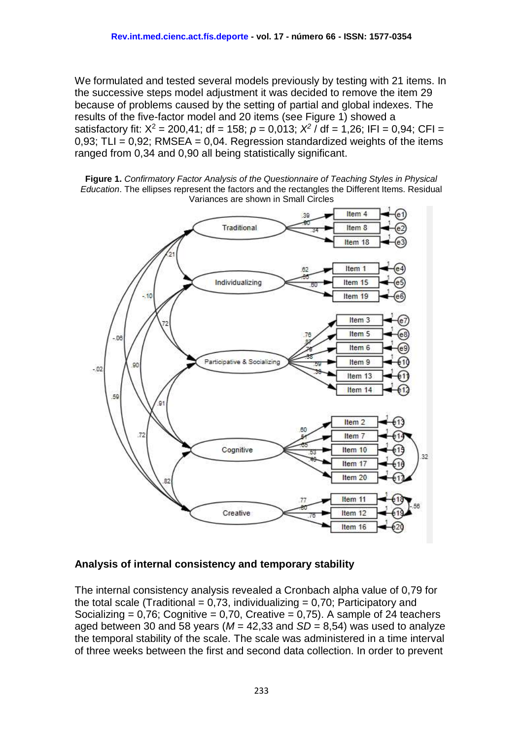We formulated and tested several models previously by testing with 21 items. In the successive steps model adjustment it was decided to remove the item 29 because of problems caused by the setting of partial and global indexes. The results of the five-factor model and 20 items (see Figure 1) showed a satisfactory fit: $X^2 = 200,41$; df = 158; $p = 0,013$; $X^2$ / df = 1,26; IFI = 0,94; CFI = 0,93; TLI = 0,92; RMSEA = 0,04. Regression standardized weights of the items ranged from 0,34 and 0,90 all being statistically significant.

**Figure 1.** *Confirmatory Factor Analysis of the Questionnaire of Teaching Styles in Physical Education*. The ellipses represent the factors and the rectangles the Different Items. Residual Variances are shown in Small Circles

### Analysis of internal consistency and temporary stability

The internal consistency analysis revealed a Cronbach alpha value of 0,79 for the total scale (Traditional = 0,73, individualizing = 0,70; Participatory and Socializing = 0,76; Cognitive = 0,70, Creative = 0,75). A sample of 24 teachers aged between 30 and 58 years ($M$ = 42,33 and $SD$ = 8,54) was used to analyze the temporal stability of the scale. The scale was administered in a time interval of three weeks between the first and second data collection. In order to prevent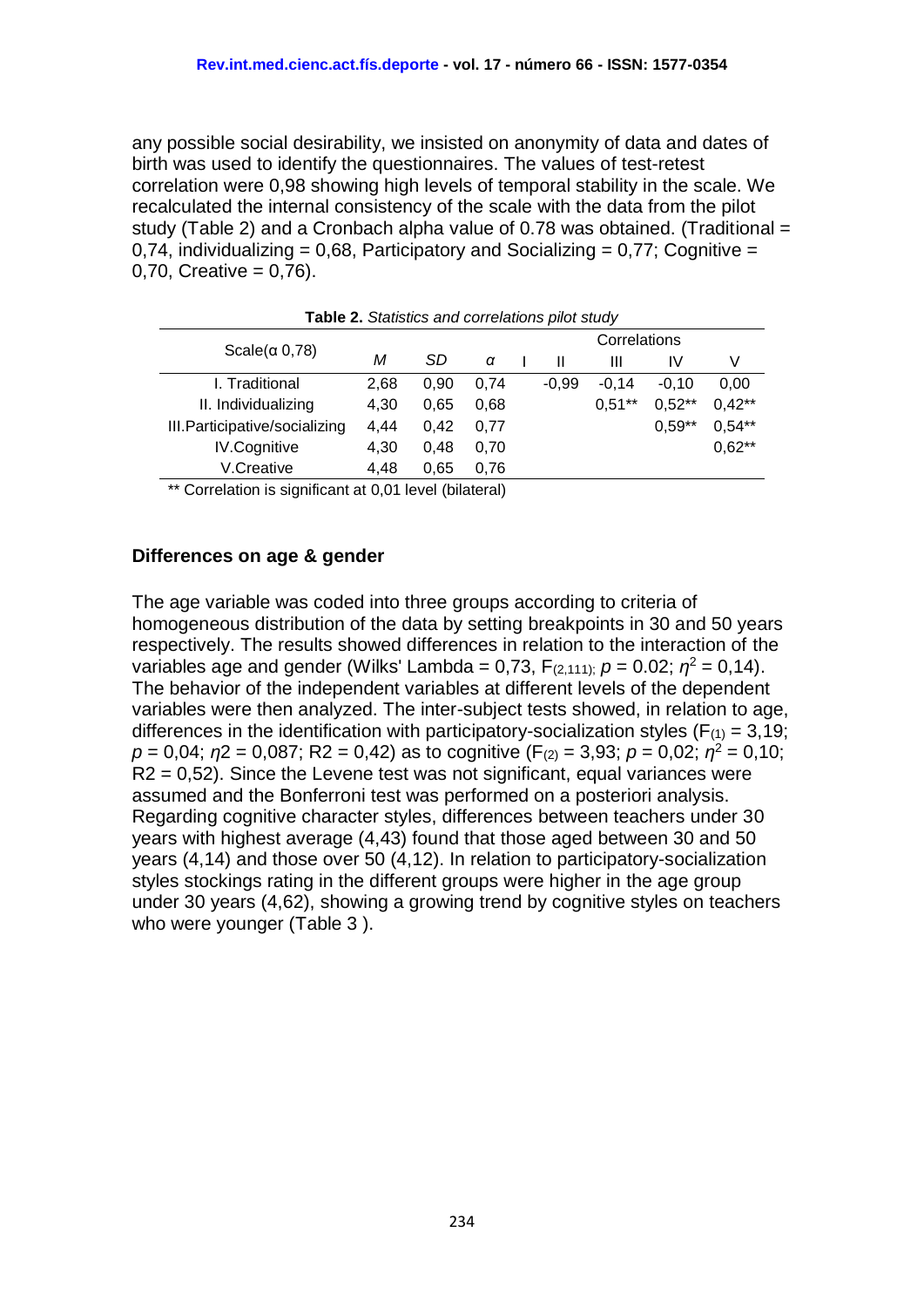any possible social desirability, we insisted on anonymity of data and dates of birth was used to identify the questionnaires. The values of test-retest correlation were 0,98 showing high levels of temporal stability in the scale. We recalculated the internal consistency of the scale with the data from the pilot study (Table 2) and a Cronbach alpha value of 0.78 was obtained. (Traditional = 0,74, individualizing = 0,68, Participatory and Socializing = 0,77; Cognitive = 0,70, Creative = 0,76).

**Table 2.** *Statistics and correlations pilot study*

| Scale(α 0,78) | *M* | *SD* | *α* | Correlations | | | | |
|---|---|---|---|---|---|---|---|---|
| | | | | I | II | III | IV | V |
| I. Traditional | 2,68 | 0,90 | 0,74 | | -0,99 | -0,14 | -0,10 | 0,00 |
| II. Individualizing | 4,30 | 0,65 | 0,68 | | | 0,51** | 0,52** | 0,42** |
| III.Participative/socializing | 4,44 | 0,42 | 0,77 | | | | 0,59** | 0,54** |
| IV.Cognitive | 4,30 | 0,48 | 0,70 | | | | | 0,62** |
| V.Creative | 4,48 | 0,65 | 0,76 | | | | | |

** Correlation is significant at 0,01 level (bilateral)

### Differences on age & gender

The age variable was coded into three groups according to criteria of homogeneous distribution of the data by setting breakpoints in 30 and 50 years respectively. The results showed differences in relation to the interaction of the variables age and gender (Wilks' Lambda = 0,73, $F_{(2,111)}$; $p$ = 0.02; $\eta^2$ = 0,14). The behavior of the independent variables at different levels of the dependent variables were then analyzed. The inter-subject tests showed, in relation to age, differences in the identification with participatory-socialization styles ($F_{(1)}$ = 3,19; $p$ = 0,04; $\eta 2$ = 0,087; R2 = 0,42) as to cognitive ($F_{(2)}$ = 3,93; $p$ = 0,02; $\eta^2$ = 0,10; R2 = 0,52). Since the Levene test was not significant, equal variances were assumed and the Bonferroni test was performed on a posteriori analysis. Regarding cognitive character styles, differences between teachers under 30 years with highest average (4,43) found that those aged between 30 and 50 years (4,14) and those over 50 (4,12). In relation to participatory-socialization styles stockings rating in the different groups were higher in the age group under 30 years (4,62), showing a growing trend by cognitive styles on teachers who were younger (Table 3 ).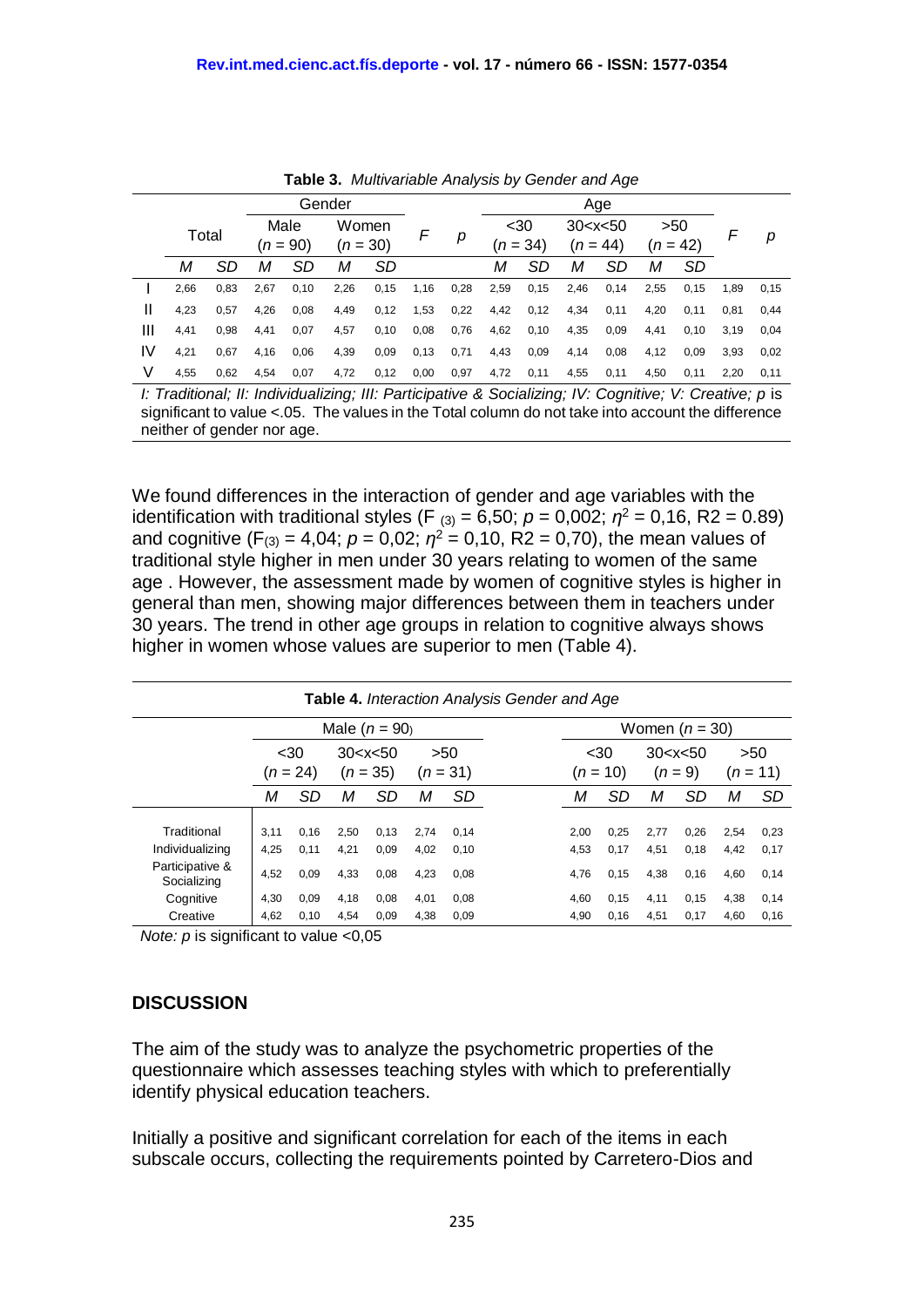**Table 3.** *Multivariable Analysis by Gender and Age*

| | Total | | Gender | | | | | | Age | | | | | | | |
|---|---|---|---|---|---|---|---|---|---|---|---|---|---|---|---|---|
| | | | Male ($n$ = 90) | | Women ($n$ = 30) | | $F$ | $p$ | <30 ($n$ = 34) | | 30<x<50 ($n$ = 44) | | >50 ($n$ = 42) | | $F$ | $p$ |
| | *M* | *SD* | *M* | *SD* | *M* | *SD* | | | *M* | *SD* | *M* | *SD* | *M* | *SD* | | |
| I | 2,66 | 0,83 | 2,67 | 0,10 | 2,26 | 0,15 | 1,16 | 0,28 | 2,59 | 0,15 | 2,46 | 0,14 | 2,55 | 0,15 | 1,89 | 0,15 |
| II | 4,23 | 0,57 | 4,26 | 0,08 | 4,49 | 0,12 | 1,53 | 0,22 | 4,42 | 0,12 | 4,34 | 0,11 | 4,20 | 0,11 | 0,81 | 0,44 |
| III | 4,41 | 0,98 | 4,41 | 0,07 | 4,57 | 0,10 | 0,08 | 0,76 | 4,62 | 0,10 | 4,35 | 0,09 | 4,41 | 0,10 | 3,19 | 0,04 |
| IV | 4,21 | 0,67 | 4,16 | 0,06 | 4,39 | 0,09 | 0,13 | 0,71 | 4,43 | 0,09 | 4,14 | 0,08 | 4,12 | 0,09 | 3,93 | 0,02 |
| V | 4,55 | 0,62 | 4,54 | 0,07 | 4,72 | 0,12 | 0,00 | 0,97 | 4,72 | 0,11 | 4,55 | 0,11 | 4,50 | 0,11 | 2,20 | 0,11 |

*I: Traditional; II: Individualizing; III: Participative & Socializing; IV: Cognitive; V: Creative; p* is significant to value <.05. The values in the Total column do not take into account the difference neither of gender nor age.

We found differences in the interaction of gender and age variables with the identification with traditional styles ($F_{(3)} = 6{,}50$; $p = 0{,}002$; $\eta^2 = 0{,}16$, R2 = 0.89) and cognitive ($F_{(3)} = 4{,}04$; $p = 0{,}02$; $\eta^2 = 0{,}10$, R2 = 0,70), the mean values of traditional style higher in men under 30 years relating to women of the same age . However, the assessment made by women of cognitive styles is higher in general than men, showing major differences between them in teachers under 30 years. The trend in other age groups in relation to cognitive always shows higher in women whose values are superior to men (Table 4).

**Table 4.** *Interaction Analysis Gender and Age*

| | Male ($n$ = 90) | | | | | | Women ($n$ = 30) | | | | | |
|---|---|---|---|---|---|---|---|---|---|---|---|---|
| | <30 ($n$ = 24) | | 30<x<50 ($n$ = 35) | | >50 ($n$ = 31) | | <30 ($n$ = 10) | | 30<x<50 ($n$ = 9) | | >50 ($n$ = 11) | |
| | *M* | *SD* | *M* | *SD* | *M* | *SD* | *M* | *SD* | *M* | *SD* | *M* | *SD* |
| Traditional | 3,11 | 0,16 | 2,50 | 0,13 | 2,74 | 0,14 | 2,00 | 0,25 | 2,77 | 0,26 | 2,54 | 0,23 |
| Individualizing | 4,25 | 0,11 | 4,21 | 0,09 | 4,02 | 0,10 | 4,53 | 0,17 | 4,51 | 0,18 | 4,42 | 0,17 |
| Participative & Socializing | 4,52 | 0,09 | 4,33 | 0,08 | 4,23 | 0,08 | 4,76 | 0,15 | 4,38 | 0,16 | 4,60 | 0,14 |
| Cognitive | 4,30 | 0,09 | 4,18 | 0,08 | 4,01 | 0,08 | 4,60 | 0,15 | 4,11 | 0,15 | 4,38 | 0,14 |
| Creative | 4,62 | 0,10 | 4,54 | 0,09 | 4,38 | 0,09 | 4,90 | 0,16 | 4,51 | 0,17 | 4,60 | 0,16 |

*Note: p* is significant to value <0,05

## DISCUSSION

The aim of the study was to analyze the psychometric properties of the questionnaire which assesses teaching styles with which to preferentially identify physical education teachers.

Initially a positive and significant correlation for each of the items in each subscale occurs, collecting the requirements pointed by Carretero-Dios and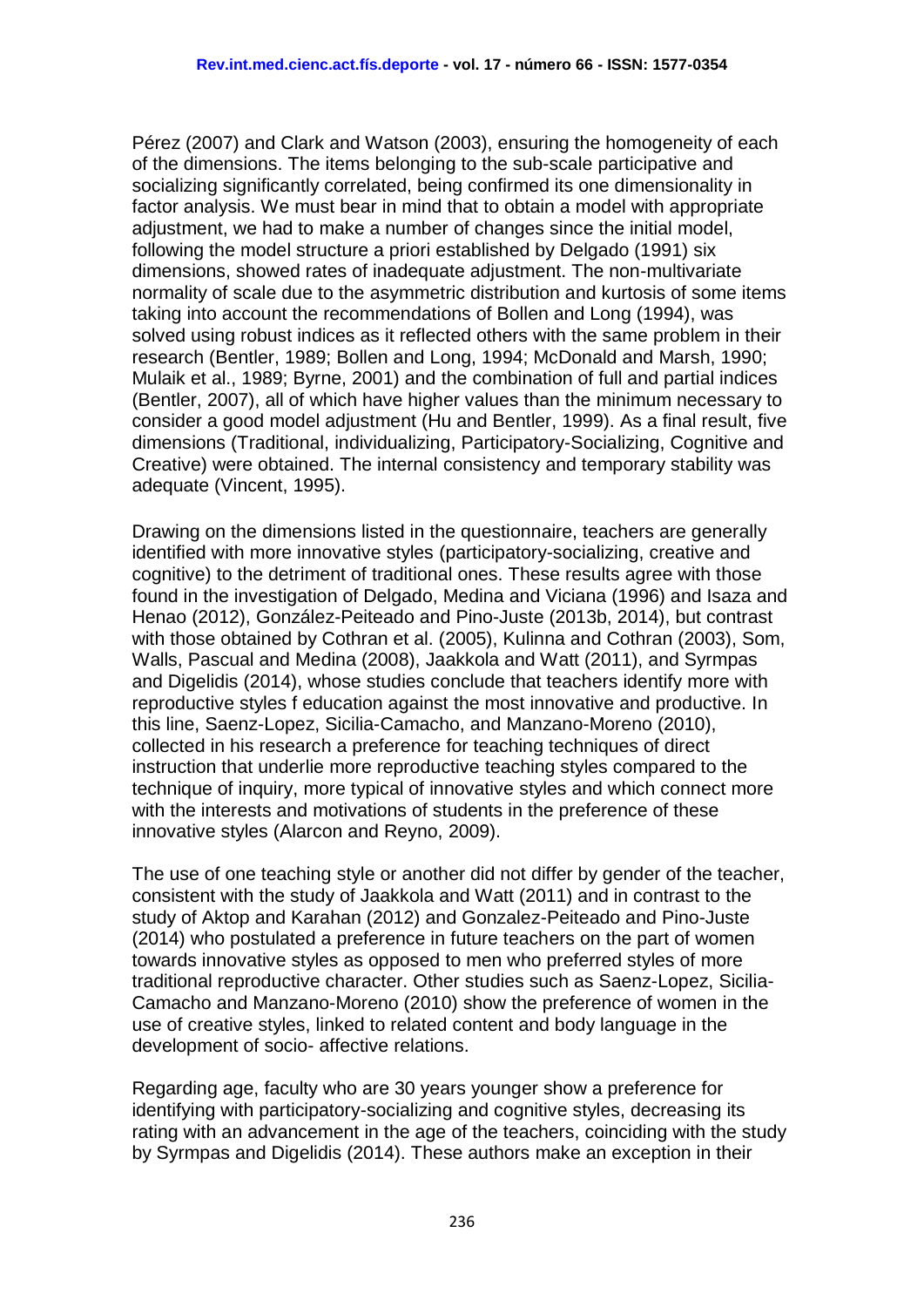Pérez (2007) and Clark and Watson (2003), ensuring the homogeneity of each of the dimensions. The items belonging to the sub-scale participative and socializing significantly correlated, being confirmed its one dimensionality in factor analysis. We must bear in mind that to obtain a model with appropriate adjustment, we had to make a number of changes since the initial model, following the model structure a priori established by Delgado (1991) six dimensions, showed rates of inadequate adjustment. The non-multivariate normality of scale due to the asymmetric distribution and kurtosis of some items taking into account the recommendations of Bollen and Long (1994), was solved using robust indices as it reflected others with the same problem in their research (Bentler, 1989; Bollen and Long, 1994; McDonald and Marsh, 1990; Mulaik et al., 1989; Byrne, 2001) and the combination of full and partial indices (Bentler, 2007), all of which have higher values than the minimum necessary to consider a good model adjustment (Hu and Bentler, 1999). As a final result, five dimensions (Traditional, individualizing, Participatory-Socializing, Cognitive and Creative) were obtained. The internal consistency and temporary stability was adequate (Vincent, 1995).

Drawing on the dimensions listed in the questionnaire, teachers are generally identified with more innovative styles (participatory-socializing, creative and cognitive) to the detriment of traditional ones. These results agree with those found in the investigation of Delgado, Medina and Viciana (1996) and Isaza and Henao (2012), González-Peiteado and Pino-Juste (2013b, 2014), but contrast with those obtained by Cothran et al. (2005), Kulinna and Cothran (2003), Som, Walls, Pascual and Medina (2008), Jaakkola and Watt (2011), and Syrmpas and Digelidis (2014), whose studies conclude that teachers identify more with reproductive styles f education against the most innovative and productive. In this line, Saenz-Lopez, Sicilia-Camacho, and Manzano-Moreno (2010), collected in his research a preference for teaching techniques of direct instruction that underlie more reproductive teaching styles compared to the technique of inquiry, more typical of innovative styles and which connect more with the interests and motivations of students in the preference of these innovative styles (Alarcon and Reyno, 2009).

The use of one teaching style or another did not differ by gender of the teacher, consistent with the study of Jaakkola and Watt (2011) and in contrast to the study of Aktop and Karahan (2012) and Gonzalez-Peiteado and Pino-Juste (2014) who postulated a preference in future teachers on the part of women towards innovative styles as opposed to men who preferred styles of more traditional reproductive character. Other studies such as Saenz-Lopez, Sicilia-Camacho and Manzano-Moreno (2010) show the preference of women in the use of creative styles, linked to related content and body language in the development of socio- affective relations.

Regarding age, faculty who are 30 years younger show a preference for identifying with participatory-socializing and cognitive styles, decreasing its rating with an advancement in the age of the teachers, coinciding with the study by Syrmpas and Digelidis (2014). These authors make an exception in their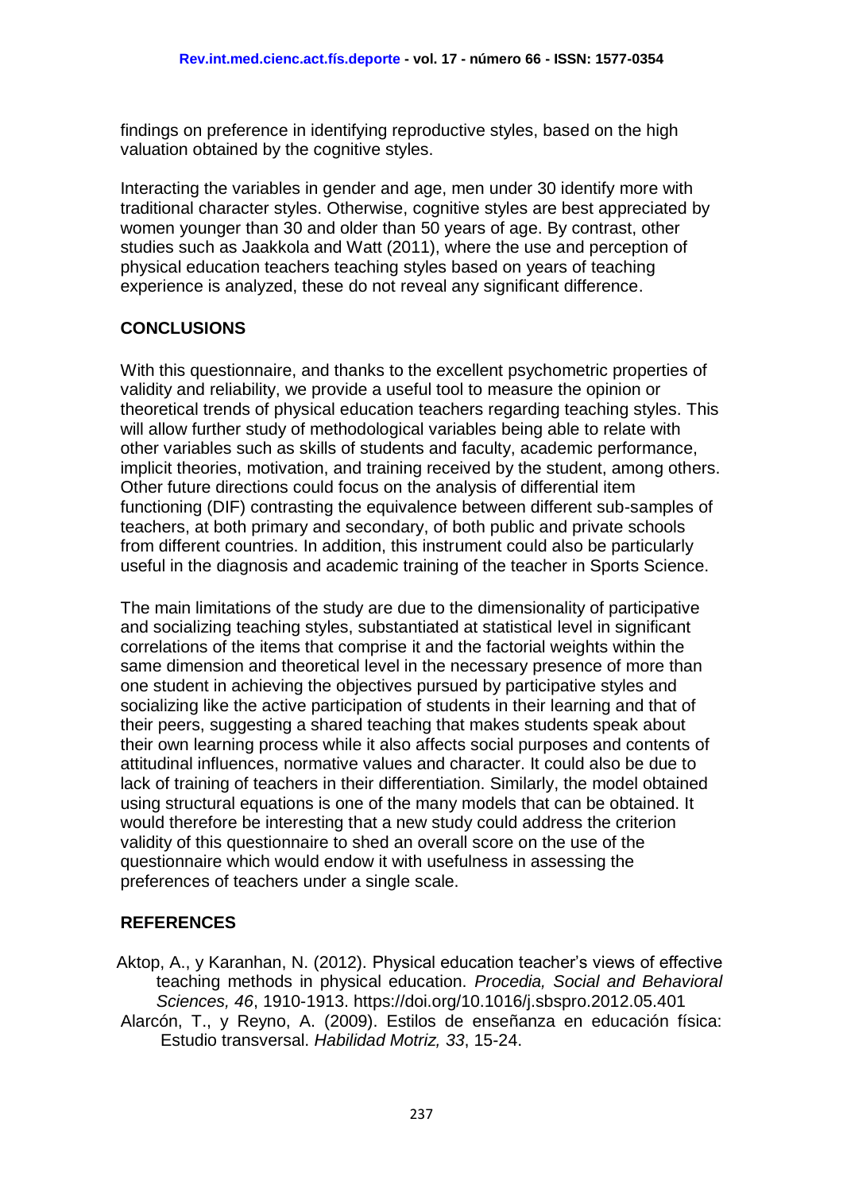findings on preference in identifying reproductive styles, based on the high valuation obtained by the cognitive styles.

Interacting the variables in gender and age, men under 30 identify more with traditional character styles. Otherwise, cognitive styles are best appreciated by women younger than 30 and older than 50 years of age. By contrast, other studies such as Jaakkola and Watt (2011), where the use and perception of physical education teachers teaching styles based on years of teaching experience is analyzed, these do not reveal any significant difference.

## CONCLUSIONS

With this questionnaire, and thanks to the excellent psychometric properties of validity and reliability, we provide a useful tool to measure the opinion or theoretical trends of physical education teachers regarding teaching styles. This will allow further study of methodological variables being able to relate with other variables such as skills of students and faculty, academic performance, implicit theories, motivation, and training received by the student, among others. Other future directions could focus on the analysis of differential item functioning (DIF) contrasting the equivalence between different sub-samples of teachers, at both primary and secondary, of both public and private schools from different countries. In addition, this instrument could also be particularly useful in the diagnosis and academic training of the teacher in Sports Science.

The main limitations of the study are due to the dimensionality of participative and socializing teaching styles, substantiated at statistical level in significant correlations of the items that comprise it and the factorial weights within the same dimension and theoretical level in the necessary presence of more than one student in achieving the objectives pursued by participative styles and socializing like the active participation of students in their learning and that of their peers, suggesting a shared teaching that makes students speak about their own learning process while it also affects social purposes and contents of attitudinal influences, normative values and character. It could also be due to lack of training of teachers in their differentiation. Similarly, the model obtained using structural equations is one of the many models that can be obtained. It would therefore be interesting that a new study could address the criterion validity of this questionnaire to shed an overall score on the use of the questionnaire which would endow it with usefulness in assessing the preferences of teachers under a single scale.

## REFERENCES

Aktop, A., y Karanhan, N. (2012). Physical education teacher's views of effective teaching methods in physical education. *Procedia, Social and Behavioral Sciences, 46*, 1910-1913. https://doi.org/10.1016/j.sbspro.2012.05.401

Alarcón, T., y Reyno, A. (2009). Estilos de enseñanza en educación física: Estudio transversal. *Habilidad Motriz, 33*, 15-24.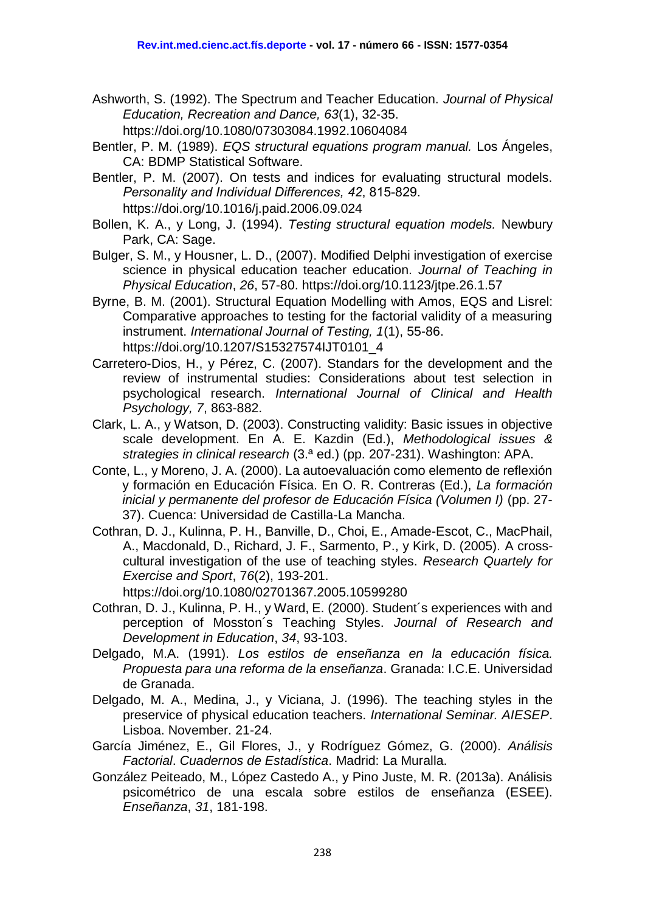Ashworth, S. (1992). The Spectrum and Teacher Education. *Journal of Physical Education, Recreation and Dance, 63*(1), 32-35. https://doi.org/10.1080/07303084.1992.10604084

Bentler, P. M. (1989). *EQS structural equations program manual.* Los Ángeles, CA: BDMP Statistical Software.

Bentler, P. M. (2007). On tests and indices for evaluating structural models. *Personality and Individual Differences, 42*, 815-829. https://doi.org/10.1016/j.paid.2006.09.024

Bollen, K. A., y Long, J. (1994). *Testing structural equation models.* Newbury Park, CA: Sage.

Bulger, S. M., y Housner, L. D., (2007). Modified Delphi investigation of exercise science in physical education teacher education. *Journal of Teaching in Physical Education*, *26*, 57-80. https://doi.org/10.1123/jtpe.26.1.57

Byrne, B. M. (2001). Structural Equation Modelling with Amos, EQS and Lisrel: Comparative approaches to testing for the factorial validity of a measuring instrument. *International Journal of Testing, 1*(1), 55-86. https://doi.org/10.1207/S15327574IJT0101_4

Carretero-Dios, H., y Pérez, C. (2007). Standars for the development and the review of instrumental studies: Considerations about test selection in psychological research. *International Journal of Clinical and Health Psychology, 7*, 863-882.

Clark, L. A., y Watson, D. (2003). Constructing validity: Basic issues in objective scale development. En A. E. Kazdin (Ed.), *Methodological issues & strategies in clinical research* (3.ª ed.) (pp. 207-231). Washington: APA.

Conte, L., y Moreno, J. A. (2000). La autoevaluación como elemento de reflexión y formación en Educación Física. En O. R. Contreras (Ed.), *La formación inicial y permanente del profesor de Educación Física (Volumen I)* (pp. 27-37). Cuenca: Universidad de Castilla-La Mancha.

Cothran, D. J., Kulinna, P. H., Banville, D., Choi, E., Amade-Escot, C., MacPhail, A., Macdonald, D., Richard, J. F., Sarmento, P., y Kirk, D. (2005). A cross-cultural investigation of the use of teaching styles. *Research Quartely for Exercise and Sport*, *76*(2), 193-201. https://doi.org/10.1080/02701367.2005.10599280

Cothran, D. J., Kulinna, P. H., y Ward, E. (2000). Student´s experiences with and perception of Mosston´s Teaching Styles. *Journal of Research and Development in Education*, *34*, 93-103.

Delgado, M.A. (1991). *Los estilos de enseñanza en la educación física. Propuesta para una reforma de la enseñanza*. Granada: I.C.E. Universidad de Granada.

Delgado, M. A., Medina, J., y Viciana, J. (1996). The teaching styles in the preservice of physical education teachers. *International Seminar. AIESEP*. Lisboa. November. 21-24.

García Jiménez, E., Gil Flores, J., y Rodríguez Gómez, G. (2000). *Análisis Factorial*. *Cuadernos de Estadística*. Madrid: La Muralla.

González Peiteado, M., López Castedo A., y Pino Juste, M. R. (2013a). Análisis psicométrico de una escala sobre estilos de enseñanza (ESEE). *Enseñanza*, *31*, 181-198.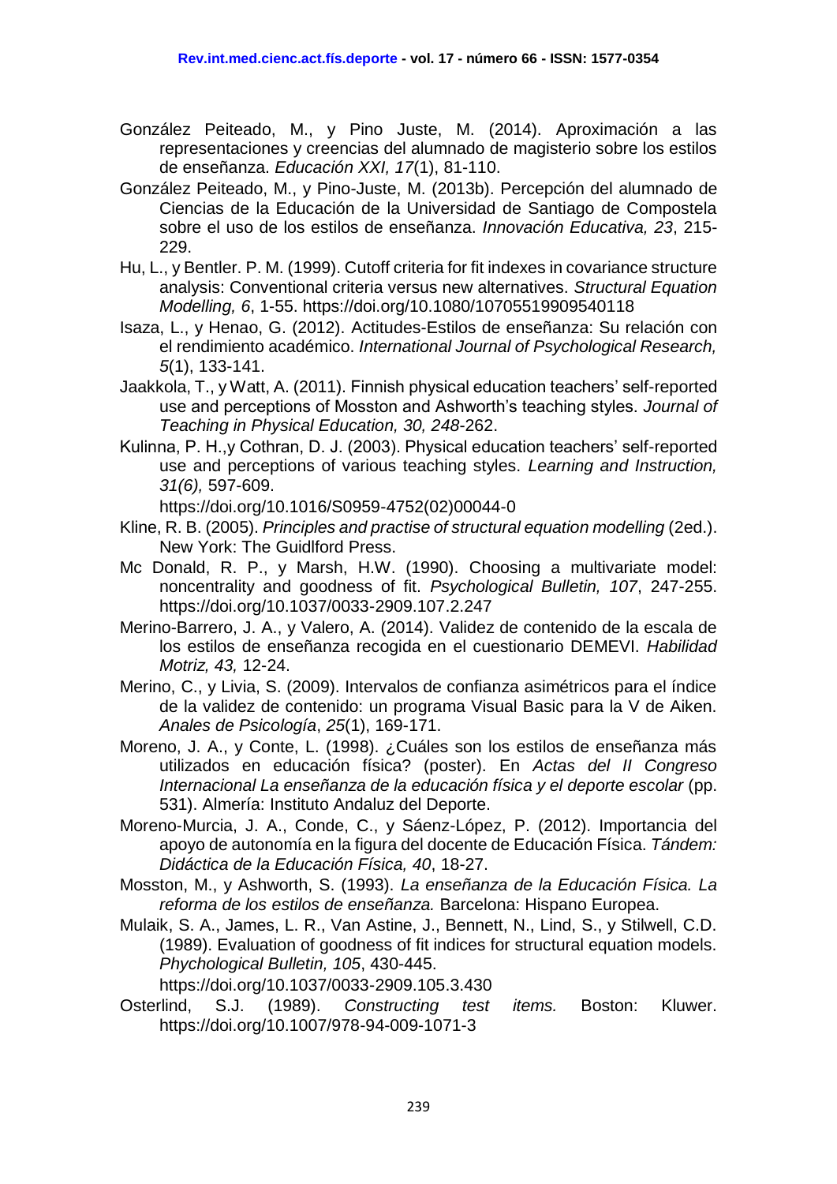González Peiteado, M., y Pino Juste, M. (2014). Aproximación a las representaciones y creencias del alumnado de magisterio sobre los estilos de enseñanza. *Educación XXI, 17*(1), 81-110.

González Peiteado, M., y Pino-Juste, M. (2013b). Percepción del alumnado de Ciencias de la Educación de la Universidad de Santiago de Compostela sobre el uso de los estilos de enseñanza. *Innovación Educativa, 23*, 215-229.

Hu, L., y Bentler. P. M. (1999). Cutoff criteria for fit indexes in covariance structure analysis: Conventional criteria versus new alternatives. *Structural Equation Modelling, 6*, 1-55. https://doi.org/10.1080/10705519909540118

Isaza, L., y Henao, G. (2012). Actitudes-Estilos de enseñanza: Su relación con el rendimiento académico. *International Journal of Psychological Research, 5*(1), 133-141.

Jaakkola, T., y Watt, A. (2011). Finnish physical education teachers' self-reported use and perceptions of Mosston and Ashworth's teaching styles. *Journal of Teaching in Physical Education, 30, 248*-262.

Kulinna, P. H.,y Cothran, D. J. (2003). Physical education teachers' self-reported use and perceptions of various teaching styles. *Learning and Instruction, 31(6),* 597-609. https://doi.org/10.1016/S0959-4752(02)00044-0

Kline, R. B. (2005). *Principles and practise of structural equation modelling* (2ed.). New York: The Guidlford Press.

Mc Donald, R. P., y Marsh, H.W. (1990). Choosing a multivariate model: noncentrality and goodness of fit. *Psychological Bulletin, 107*, 247-255. https://doi.org/10.1037/0033-2909.107.2.247

Merino-Barrero, J. A., y Valero, A. (2014). Validez de contenido de la escala de los estilos de enseñanza recogida en el cuestionario DEMEVI. *Habilidad Motriz, 43,* 12-24.

Merino, C., y Livia, S. (2009). Intervalos de confianza asimétricos para el índice de la validez de contenido: un programa Visual Basic para la V de Aiken. *Anales de Psicología*, *25*(1), 169-171.

Moreno, J. A., y Conte, L. (1998). ¿Cuáles son los estilos de enseñanza más utilizados en educación física? (poster). En *Actas del II Congreso Internacional La enseñanza de la educación física y el deporte escolar* (pp. 531). Almería: Instituto Andaluz del Deporte.

Moreno-Murcia, J. A., Conde, C., y Sáenz-López, P. (2012). Importancia del apoyo de autonomía en la figura del docente de Educación Física. *Tándem: Didáctica de la Educación Física, 40*, 18-27.

Mosston, M., y Ashworth, S. (1993). *La enseñanza de la Educación Física. La reforma de los estilos de enseñanza.* Barcelona: Hispano Europea.

Mulaik, S. A., James, L. R., Van Astine, J., Bennett, N., Lind, S., y Stilwell, C.D. (1989). Evaluation of goodness of fit indices for structural equation models. *Phychological Bulletin, 105*, 430-445. https://doi.org/10.1037/0033-2909.105.3.430

Osterlind, S.J. (1989). *Constructing test items.* Boston: Kluwer. https://doi.org/10.1007/978-94-009-1071-3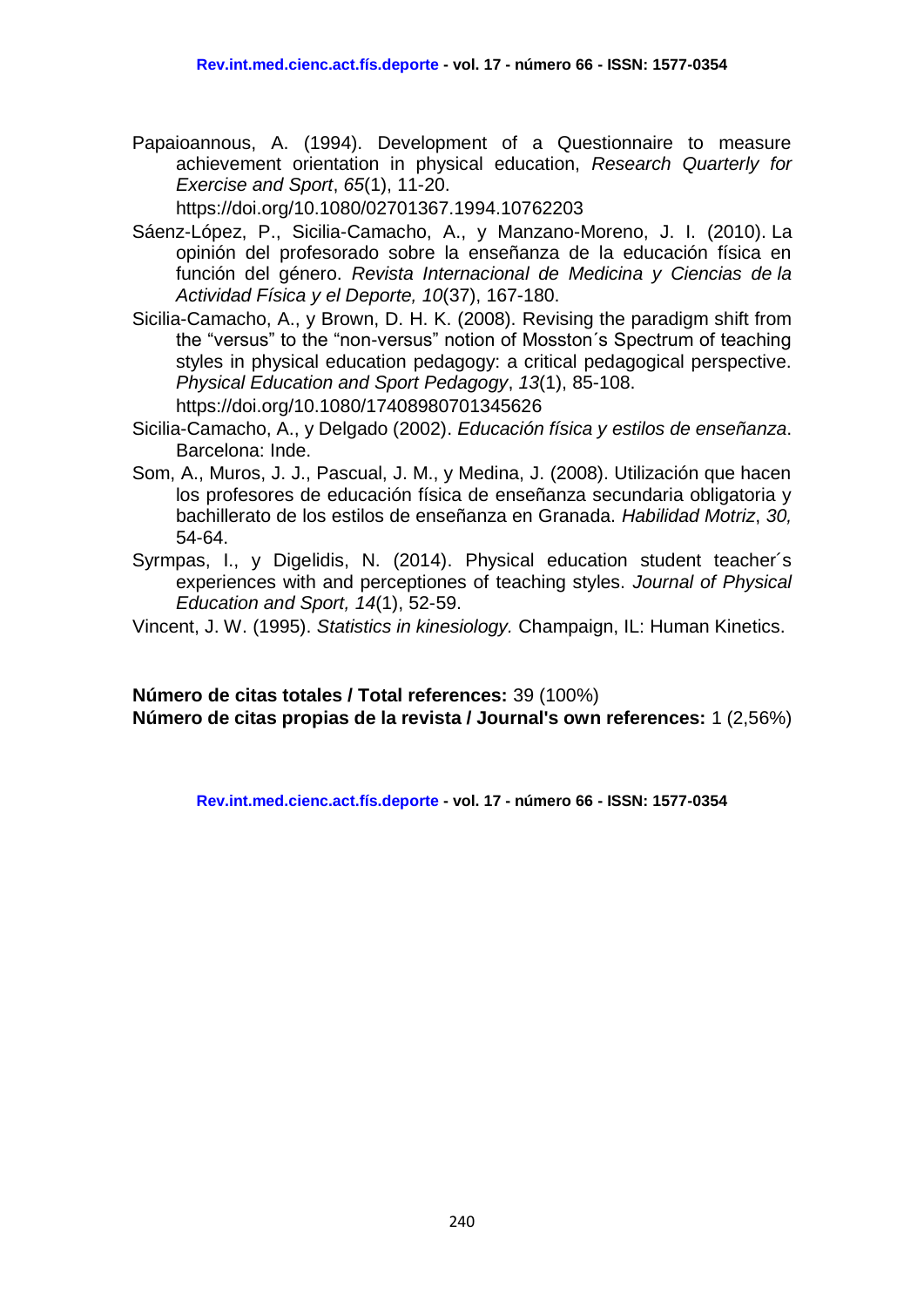Papaioannous, A. (1994). Development of a Questionnaire to measure achievement orientation in physical education, *Research Quarterly for Exercise and Sport*, *65*(1), 11-20. https://doi.org/10.1080/02701367.1994.10762203

Sáenz-López, P., Sicilia-Camacho, A., y Manzano-Moreno, J. I. (2010). La opinión del profesorado sobre la enseñanza de la educación física en función del género. *Revista Internacional de Medicina y Ciencias de la Actividad Física y el Deporte, 10*(37), 167-180.

Sicilia-Camacho, A., y Brown, D. H. K. (2008). Revising the paradigm shift from the "versus" to the "non-versus" notion of Mosston´s Spectrum of teaching styles in physical education pedagogy: a critical pedagogical perspective. *Physical Education and Sport Pedagogy*, *13*(1), 85-108. https://doi.org/10.1080/17408980701345626

Sicilia-Camacho, A., y Delgado (2002). *Educación física y estilos de enseñanza*. Barcelona: Inde.

Som, A., Muros, J. J., Pascual, J. M., y Medina, J. (2008). Utilización que hacen los profesores de educación física de enseñanza secundaria obligatoria y bachillerato de los estilos de enseñanza en Granada. *Habilidad Motriz*, *30,* 54-64.

Syrmpas, I., y Digelidis, N. (2014). Physical education student teacher´s experiences with and perceptiones of teaching styles. *Journal of Physical Education and Sport, 14*(1), 52-59.

Vincent, J. W. (1995). *Statistics in kinesiology.* Champaign, IL: Human Kinetics.

**Número de citas totales / Total references:** 39 (100%)
**Número de citas propias de la revista / Journal's own references:** 1 (2,56%)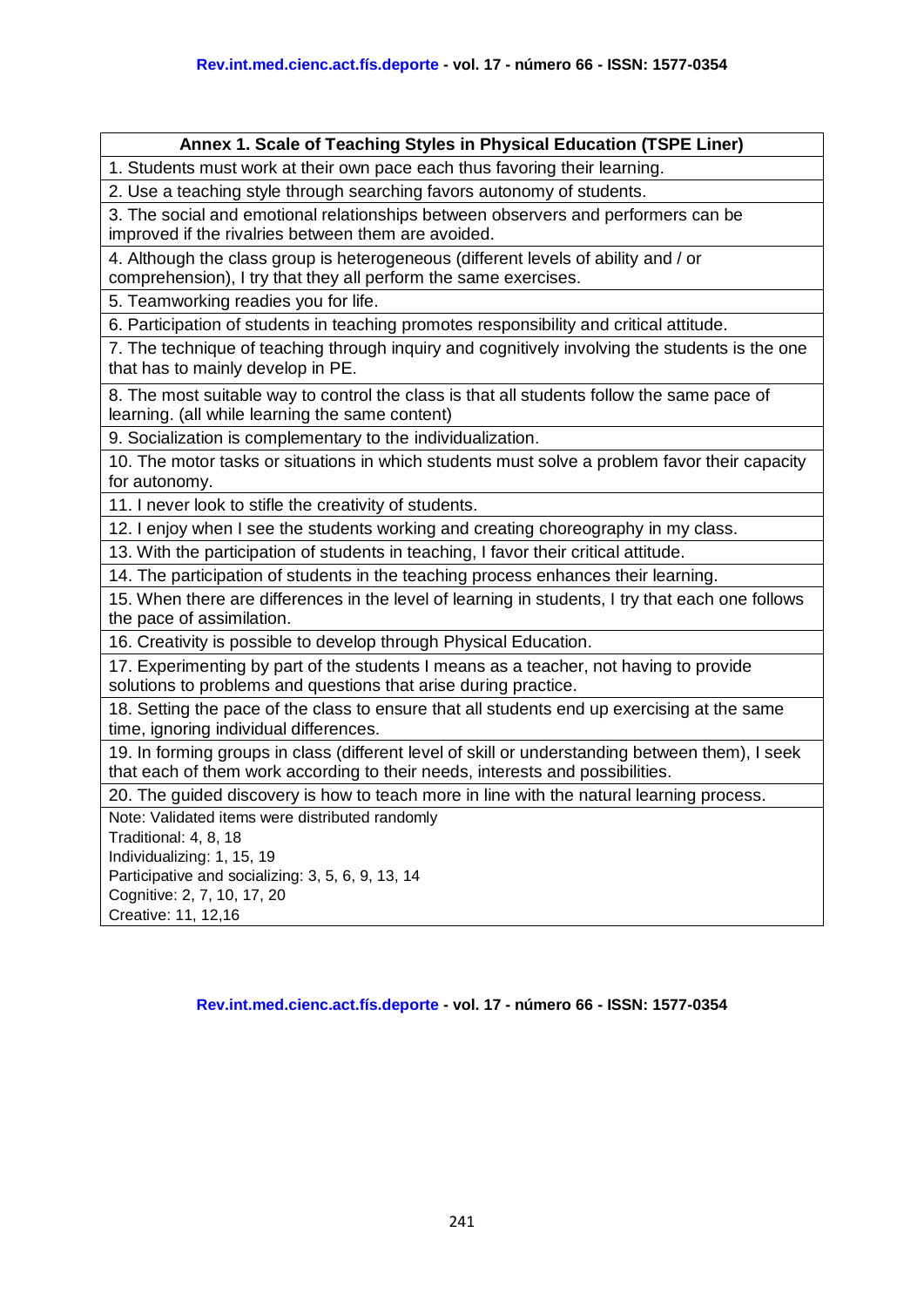| Annex 1. Scale of Teaching Styles in Physical Education (TSPE Liner) |
|---|
| 1. Students must work at their own pace each thus favoring their learning. |
| 2. Use a teaching style through searching favors autonomy of students. |
| 3. The social and emotional relationships between observers and performers can be improved if the rivalries between them are avoided. |
| 4. Although the class group is heterogeneous (different levels of ability and / or comprehension), I try that they all perform the same exercises. |
| 5. Teamworking readies you for life. |
| 6. Participation of students in teaching promotes responsibility and critical attitude. |
| 7. The technique of teaching through inquiry and cognitively involving the students is the one that has to mainly develop in PE. |
| 8. The most suitable way to control the class is that all students follow the same pace of learning. (all while learning the same content) |
| 9. Socialization is complementary to the individualization. |
| 10. The motor tasks or situations in which students must solve a problem favor their capacity for autonomy. |
| 11. I never look to stifle the creativity of students. |
| 12. I enjoy when I see the students working and creating choreography in my class. |
| 13. With the participation of students in teaching, I favor their critical attitude. |
| 14. The participation of students in the teaching process enhances their learning. |
| 15. When there are differences in the level of learning in students, I try that each one follows the pace of assimilation. |
| 16. Creativity is possible to develop through Physical Education. |
| 17. Experimenting by part of the students I means as a teacher, not having to provide solutions to problems and questions that arise during practice. |
| 18. Setting the pace of the class to ensure that all students end up exercising at the same time, ignoring individual differences. |
| 19. In forming groups in class (different level of skill or understanding between them), I seek that each of them work according to their needs, interests and possibilities. |
| 20. The guided discovery is how to teach more in line with the natural learning process. |
| Note: Validated items were distributed randomly<br>Traditional: 4, 8, 18<br>Individualizing: 1, 15, 19<br>Participative and socializing: 3, 5, 6, 9, 13, 14<br>Cognitive: 2, 7, 10, 17, 20<br>Creative: 11, 12,16 |